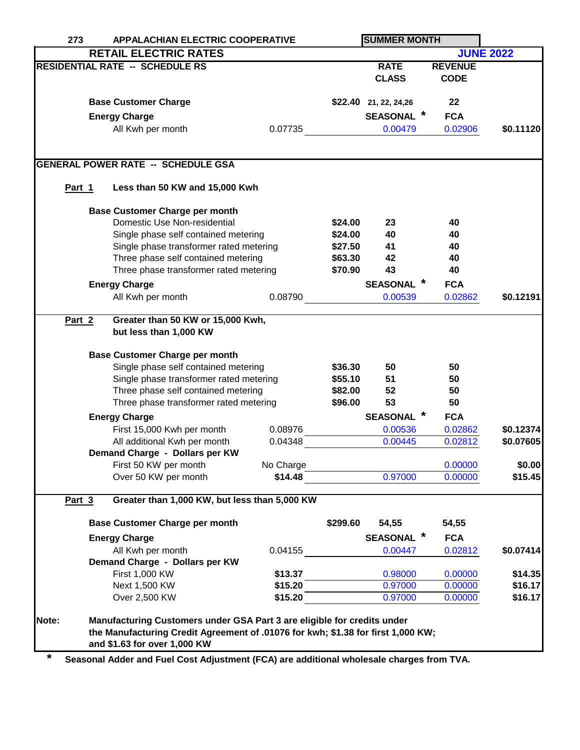273 APPALACHIAN ELECTRIC COOPERATIVE — SUMMER MONTH

# RETAIL ELECTRIC RATES — JUNE 2022

## RESIDENTIAL RATE -- SCHEDULE RS

| | | | RATE CLASS | REVENUE CODE | |
|---|---|---|---|---|---|
| **Base Customer Charge** | | $22.40 | 21, 22, 24,26 | 22 | |
| **Energy Charge** | | | SEASONAL * | FCA | |
| All Kwh per month | 0.07735 | | 0.00479 | 0.02906 | $0.11120 |

## GENERAL POWER RATE -- SCHEDULE GSA

### Part 1 Less than 50 KW and 15,000 Kwh

| | | | | | |
|---|---|---|---|---|---|
| **Base Customer Charge per month** | | | | | |
| Domestic Use Non-residential | | $24.00 | 23 | 40 | |
| Single phase self contained metering | | $24.00 | 40 | 40 | |
| Single phase transformer rated metering | | $27.50 | 41 | 40 | |
| Three phase self contained metering | | $63.30 | 42 | 40 | |
| Three phase transformer rated metering | | $70.90 | 43 | 40 | |
| **Energy Charge** | | | SEASONAL * | FCA | |
| All Kwh per month | 0.08790 | | 0.00539 | 0.02862 | $0.12191 |

### Part 2 Greater than 50 KW or 15,000 Kwh, but less than 1,000 KW

| | | | | | |
|---|---|---|---|---|---|
| **Base Customer Charge per month** | | | | | |
| Single phase self contained metering | | $36.30 | 50 | 50 | |
| Single phase transformer rated metering | | $55.10 | 51 | 50 | |
| Three phase self contained metering | | $82.00 | 52 | 50 | |
| Three phase transformer rated metering | | $96.00 | 53 | 50 | |
| **Energy Charge** | | | SEASONAL * | FCA | |
| First 15,000 Kwh per month | 0.08976 | | 0.00536 | 0.02862 | $0.12374 |
| All additional Kwh per month | 0.04348 | | 0.00445 | 0.02812 | $0.07605 |
| **Demand Charge - Dollars per KW** | | | | | |
| First 50 KW per month | No Charge | | | 0.00000 | $0.00 |
| Over 50 KW per month | $14.48 | | 0.97000 | 0.00000 | $15.45 |

### Part 3 Greater than 1,000 KW, but less than 5,000 KW

| | | | | | |
|---|---|---|---|---|---|
| **Base Customer Charge per month** | | $299.60 | 54,55 | 54,55 | |
| **Energy Charge** | | | SEASONAL * | FCA | |
| All Kwh per month | 0.04155 | | 0.00447 | 0.02812 | $0.07414 |
| **Demand Charge - Dollars per KW** | | | | | |
| First 1,000 KW | $13.37 | | 0.98000 | 0.00000 | $14.35 |
| Next 1,500 KW | $15.20 | | 0.97000 | 0.00000 | $16.17 |
| Over 2,500 KW | $15.20 | | 0.97000 | 0.00000 | $16.17 |

**Note:** **Manufacturing Customers under GSA Part 3 are eligible for credits under the Manufacturing Credit Agreement of .01076 for kwh; $1.38 for first 1,000 KW; and $1.63 for over 1,000 KW**

\* **Seasonal Adder and Fuel Cost Adjustment (FCA) are additional wholesale charges from TVA.**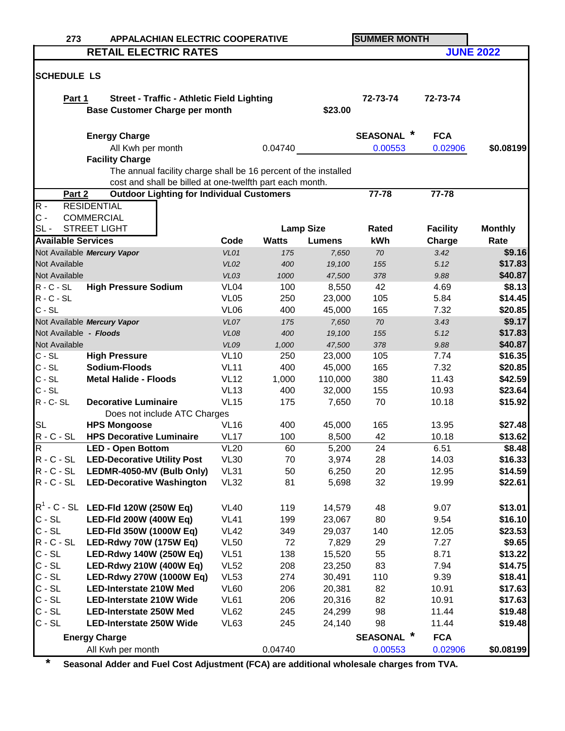273 APPALACHIAN ELECTRIC COOPERATIVE — SUMMER MONTH

# RETAIL ELECTRIC RATES — JUNE 2022

## SCHEDULE LS

**Part 1** **Street - Traffic - Athletic Field Lighting** 72-73-74 72-73-74

**Base Customer Charge per month** $23.00

| **Energy Charge** | | **SEASONAL \*** | **FCA** | |
|---|---|---|---|---|
| All Kwh per month | 0.04740 | 0.00553 | 0.02906 | $0.08199 |

**Facility Charge**

The annual facility charge shall be 16 percent of the installed cost and shall be billed at one-twelfth part each month.

**Part 2** **Outdoor Lighting for Individual Customers** 77-78 77-78

R - RESIDENTIAL
C - COMMERCIAL
SL - STREET LIGHT

| Available Services | | Code | Lamp Size Watts | Lamp Size Lumens | Rated kWh | Facility Charge | Monthly Rate |
|---|---|---|---|---|---|---|---|
| Not Available | *Mercury Vapor* | *VL01* | *175* | *7,650* | *70* | *3.42* | **$9.16** |
| Not Available | | *VL02* | *400* | *19,100* | *155* | *5.12* | **$17.83** |
| Not Available | | *VL03* | *1000* | *47,500* | *378* | *9.88* | **$40.87** |
| R - C - SL | **High Pressure Sodium** | VL04 | 100 | 8,550 | 42 | 4.69 | **$8.13** |
| R - C - SL | | VL05 | 250 | 23,000 | 105 | 5.84 | **$14.45** |
| C - SL | | VL06 | 400 | 45,000 | 165 | 7.32 | **$20.85** |
| Not Available | *Mercury Vapor* | *VL07* | *175* | *7,650* | *70* | *3.43* | **$9.17** |
| Not Available | *- Floods* | *VL08* | *400* | *19,100* | *155* | *5.12* | **$17.83** |
| Not Available | | *VL09* | *1,000* | *47,500* | *378* | *9.88* | **$40.87** |
| C - SL | **High Pressure** | VL10 | 250 | 23,000 | 105 | 7.74 | **$16.35** |
| C - SL | **Sodium-Floods** | VL11 | 400 | 45,000 | 165 | 7.32 | **$20.85** |
| C - SL | **Metal Halide - Floods** | VL12 | 1,000 | 110,000 | 380 | 11.43 | **$42.59** |
| C - SL | | VL13 | 400 | 32,000 | 155 | 10.93 | **$23.64** |
| R - C- SL | **Decorative Luminaire** | VL15 | 175 | 7,650 | 70 | 10.18 | **$15.92** |
| | Does not include ATC Charges | | | | | | |
| SL | **HPS Mongoose** | VL16 | 400 | 45,000 | 165 | 13.95 | **$27.48** |
| R - C - SL | **HPS Decorative Luminaire** | VL17 | 100 | 8,500 | 42 | 10.18 | **$13.62** |
| R | **LED - Open Bottom** | VL20 | 60 | 5,200 | 24 | 6.51 | **$8.48** |
| R - C - SL | **LED-Decorative Utility Post** | VL30 | 70 | 3,974 | 28 | 14.03 | **$16.33** |
| R - C - SL | **LEDMR-4050-MV (Bulb Only)** | VL31 | 50 | 6,250 | 20 | 12.95 | **$14.59** |
| R - C - SL | **LED-Decorative Washington** | VL32 | 81 | 5,698 | 32 | 19.99 | **$22.61** |
| R[1] - C - SL | **LED-Fld 120W (250W Eq)** | VL40 | 119 | 14,579 | 48 | 9.07 | **$13.01** |
| C - SL | **LED-Fld 200W (400W Eq)** | VL41 | 199 | 23,067 | 80 | 9.54 | **$16.10** |
| C - SL | **LED-Fld 350W (1000W Eq)** | VL42 | 349 | 29,037 | 140 | 12.05 | **$23.53** |
| R - C - SL | **LED-Rdwy 70W (175W Eq)** | VL50 | 72 | 7,829 | 29 | 7.27 | **$9.65** |
| C - SL | **LED-Rdwy 140W (250W Eq)** | VL51 | 138 | 15,520 | 55 | 8.71 | **$13.22** |
| C - SL | **LED-Rdwy 210W (400W Eq)** | VL52 | 208 | 23,250 | 83 | 7.94 | **$14.75** |
| C - SL | **LED-Rdwy 270W (1000W Eq)** | VL53 | 274 | 30,491 | 110 | 9.39 | **$18.41** |
| C - SL | **LED-Interstate 210W Med** | VL60 | 206 | 20,381 | 82 | 10.91 | **$17.63** |
| C - SL | **LED-Interstate 210W Wide** | VL61 | 206 | 20,316 | 82 | 10.91 | **$17.63** |
| C - SL | **LED-Interstate 250W Med** | VL62 | 245 | 24,299 | 98 | 11.44 | **$19.48** |
| C - SL | **LED-Interstate 250W Wide** | VL63 | 245 | 24,140 | 98 | 11.44 | **$19.48** |

| **Energy Charge** | | **SEASONAL \*** | **FCA** | |
|---|---|---|---|---|
| All Kwh per month | 0.04740 | 0.00553 | 0.02906 | $0.08199 |

\* **Seasonal Adder and Fuel Cost Adjustment (FCA) are additional wholesale charges from TVA.**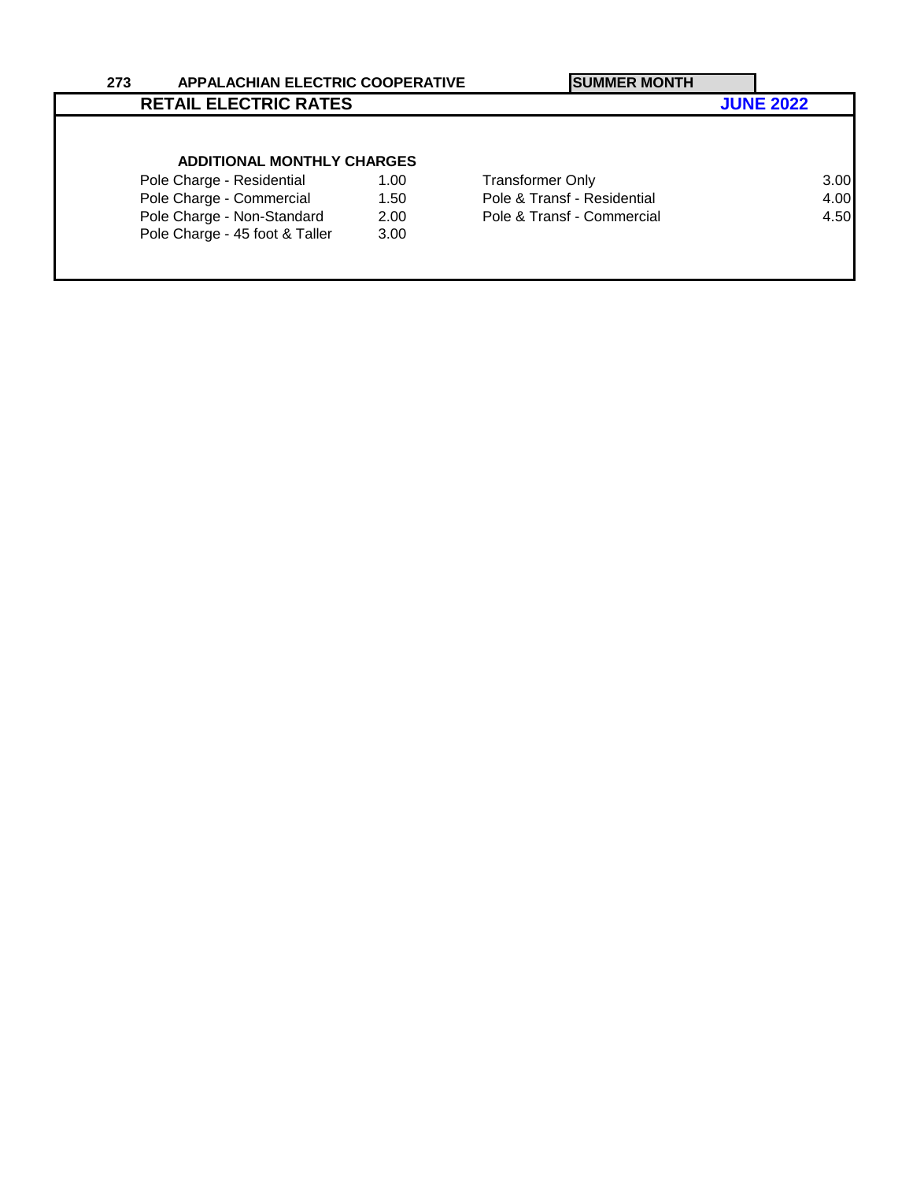273 APPALACHIAN ELECTRIC COOPERATIVE

SUMMER MONTH

## RETAIL ELECTRIC RATES

JUNE 2022

### ADDITIONAL MONTHLY CHARGES

| | | | |
|---|---|---|---|
| Pole Charge - Residential | 1.00 | Transformer Only | 3.00 |
| Pole Charge - Commercial | 1.50 | Pole & Transf - Residential | 4.00 |
| Pole Charge - Non-Standard | 2.00 | Pole & Transf - Commercial | 4.50 |
| Pole Charge - 45 foot & Taller | 3.00 | | |